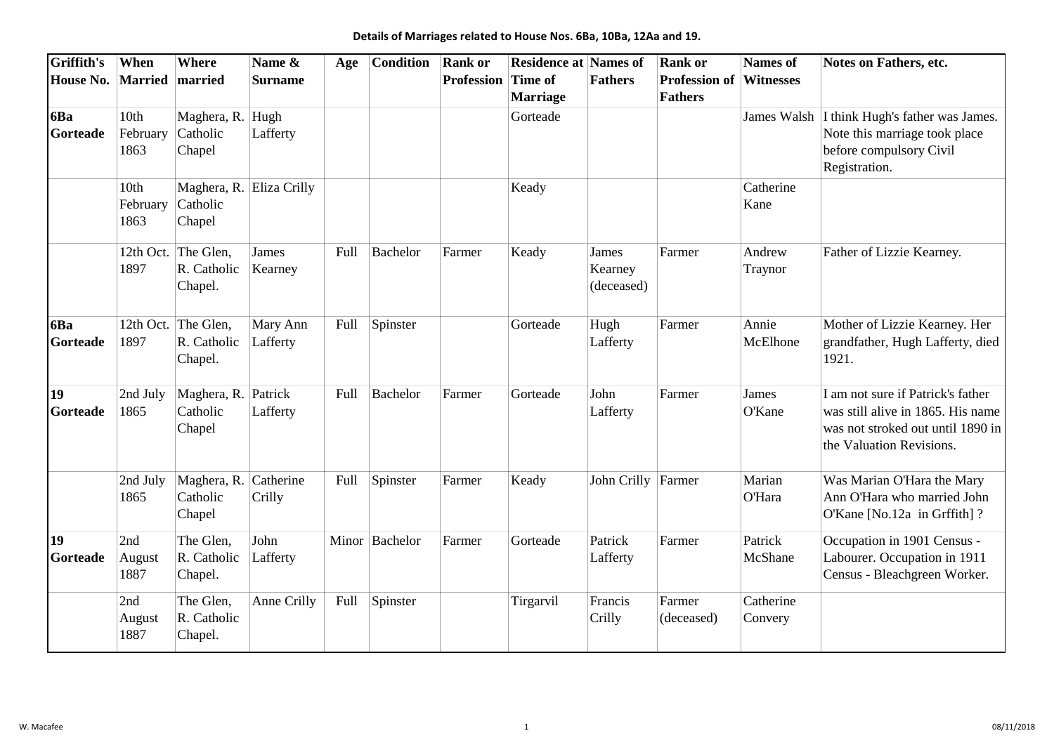**Details of Marriages related to House Nos. 6Ba, 10Ba, 12Aa and 19.**

| Griffith's House No. | When Married | Where married | Name & Surname | Age | Condition | Rank or Profession | Residence at Time of Marriage | Names of Fathers | Rank or Profession of Fathers | Names of Witnesses | Notes on Fathers, etc. |
|---|---|---|---|---|---|---|---|---|---|---|---|
| **6Ba Gorteade** | 10th February 1863 | Maghera, R. Catholic Chapel | Hugh Lafferty | | | | Gorteade | | | James Walsh | I think Hugh's father was James. Note this marriage took place before compulsory Civil Registration. |
| | 10th February 1863 | Maghera, R. Catholic Chapel | Eliza Crilly | | | | Keady | | | Catherine Kane | |
| | 12th Oct. 1897 | The Glen, R. Catholic Chapel. | James Kearney | Full | Bachelor | Farmer | Keady | James Kearney (deceased) | Farmer | Andrew Traynor | Father of Lizzie Kearney. |
| **6Ba Gorteade** | 12th Oct. 1897 | The Glen, R. Catholic Chapel. | Mary Ann Lafferty | Full | Spinster | | Gorteade | Hugh Lafferty | Farmer | Annie McElhone | Mother of Lizzie Kearney. Her grandfather, Hugh Lafferty, died 1921. |
| **19 Gorteade** | 2nd July 1865 | Maghera, R. Catholic Chapel | Patrick Lafferty | Full | Bachelor | Farmer | Gorteade | John Lafferty | Farmer | James O'Kane | I am not sure if Patrick's father was still alive in 1865. His name was not stroked out until 1890 in the Valuation Revisions. |
| | 2nd July 1865 | Maghera, R. Catholic Chapel | Catherine Crilly | Full | Spinster | Farmer | Keady | John Crilly | Farmer | Marian O'Hara | Was Marian O'Hara the Mary Ann O'Hara who married John O'Kane [No.12a in Grffith] ? |
| **19 Gorteade** | 2nd August 1887 | The Glen, R. Catholic Chapel. | John Lafferty | Minor | Bachelor | Farmer | Gorteade | Patrick Lafferty | Farmer | Patrick McShane | Occupation in 1901 Census - Labourer. Occupation in 1911 Census - Bleachgreen Worker. |
| | 2nd August 1887 | The Glen, R. Catholic Chapel. | Anne Crilly | Full | Spinster | | Tirgarvil | Francis Crilly | Farmer (deceased) | Catherine Convery | |

W. Macafee 08/11/2018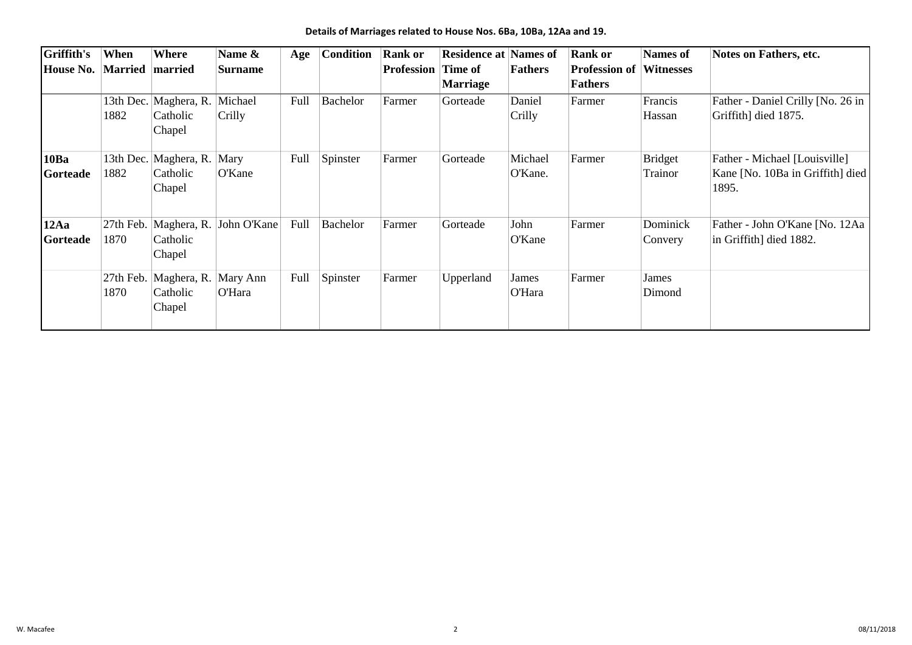**Details of Marriages related to House Nos. 6Ba, 10Ba, 12Aa and 19.**

| Griffith's House No. | When Married | Where married | Name & Surname | Age | Condition | Rank or Profession | Residence at Time of Marriage | Names of Fathers | Rank or Profession of Fathers | Names of Witnesses | Notes on Fathers, etc. |
|---|---|---|---|---|---|---|---|---|---|---|---|
| | 13th Dec. 1882 | Maghera, R. Catholic Chapel | Michael Crilly | Full | Bachelor | Farmer | Gorteade | Daniel Crilly | Farmer | Francis Hassan | Father - Daniel Crilly [No. 26 in Griffith] died 1875. |
| **10Ba Gorteade** | 13th Dec. 1882 | Maghera, R. Catholic Chapel | Mary O'Kane | Full | Spinster | Farmer | Gorteade | Michael O'Kane. | Farmer | Bridget Trainor | Father - Michael [Louisville] Kane [No. 10Ba in Griffith] died 1895. |
| **12Aa Gorteade** | 27th Feb. 1870 | Maghera, R. Catholic Chapel | John O'Kane | Full | Bachelor | Farmer | Gorteade | John O'Kane | Farmer | Dominick Convery | Father - John O'Kane [No. 12Aa in Griffith] died 1882. |
| | 27th Feb. 1870 | Maghera, R. Catholic Chapel | Mary Ann O'Hara | Full | Spinster | Farmer | Upperland | James O'Hara | Farmer | James Dimond | |